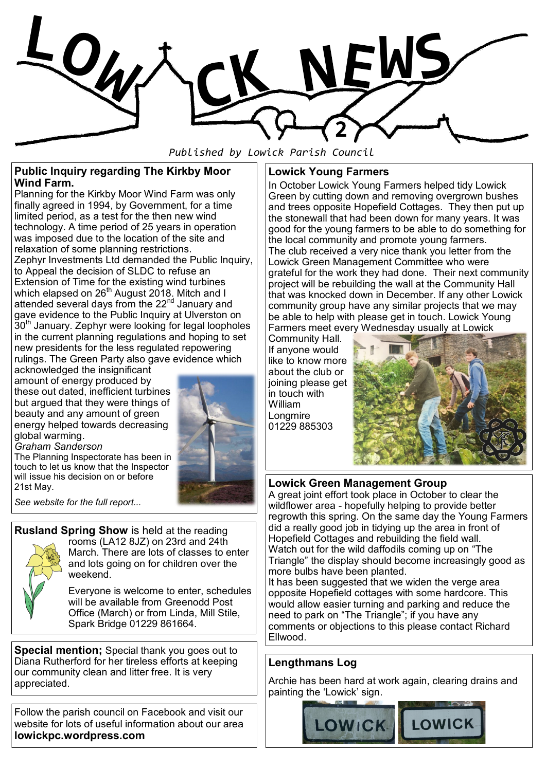# LOWICK NEWS 2

*Published by Lowick Parish Council*

## Public Inquiry regarding The Kirkby Moor Wind Farm.

Planning for the Kirkby Moor Wind Farm was only finally agreed in 1994, by Government, for a time limited period, as a test for the then new wind technology. A time period of 25 years in operation was imposed due to the location of the site and relaxation of some planning restrictions.

Zephyr Investments Ltd demanded the Public Inquiry, to Appeal the decision of SLDC to refuse an Extension of Time for the existing wind turbines which elapsed on 26th August 2018. Mitch and I attended several days from the 22nd January and gave evidence to the Public Inquiry at Ulverston on 30th January. Zephyr were looking for legal loopholes in the current planning regulations and hoping to set new presidents for the less regulated repowering rulings. The Green Party also gave evidence which acknowledged the insignificant amount of energy produced by these out dated, inefficient turbines but argued that they were things of beauty and any amount of green energy helped towards decreasing global warming.

*Graham Sanderson*

The Planning Inspectorate has been in touch to let us know that the Inspector will issue his decision on or before 21st May.

*See website for the full report...*

**Rusland Spring Show** is held at the reading rooms (LA12 8JZ) on 23rd and 24th March. There are lots of classes to enter and lots going on for children over the weekend.

Everyone is welcome to enter, schedules will be available from Greenodd Post Office (March) or from Linda, Mill Stile, Spark Bridge 01229 861664.

**Special mention;** Special thank you goes out to Diana Rutherford for her tireless efforts at keeping our community clean and litter free. It is very appreciated.

Follow the parish council on Facebook and visit our website for lots of useful information about our area **lowickpc.wordpress.com**

## Lowick Young Farmers

In October Lowick Young Farmers helped tidy Lowick Green by cutting down and removing overgrown bushes and trees opposite Hopefield Cottages. They then put up the stonewall that had been down for many years. It was good for the young farmers to be able to do something for the local community and promote young farmers.

The club received a very nice thank you letter from the Lowick Green Management Committee who were grateful for the work they had done. Their next community project will be rebuilding the wall at the Community Hall that was knocked down in December. If any other Lowick community group have any similar projects that we may be able to help with please get in touch. Lowick Young Farmers meet every Wednesday usually at Lowick Community Hall.

If anyone would like to know more about the club or joining please get in touch with William Longmire 01229 885303

## Lowick Green Management Group

A great joint effort took place in October to clear the wildflower area - hopefully helping to provide better regrowth this spring. On the same day the Young Farmers did a really good job in tidying up the area in front of Hopefield Cottages and rebuilding the field wall.

Watch out for the wild daffodils coming up on "The Triangle" the display should become increasingly good as more bulbs have been planted.

It has been suggested that we widen the verge area opposite Hopefield cottages with some hardcore. This would allow easier turning and parking and reduce the need to park on "The Triangle"; if you have any comments or objections to this please contact Richard Ellwood.

## Lengthmans Log

Archie has been hard at work again, clearing drains and painting the 'Lowick' sign.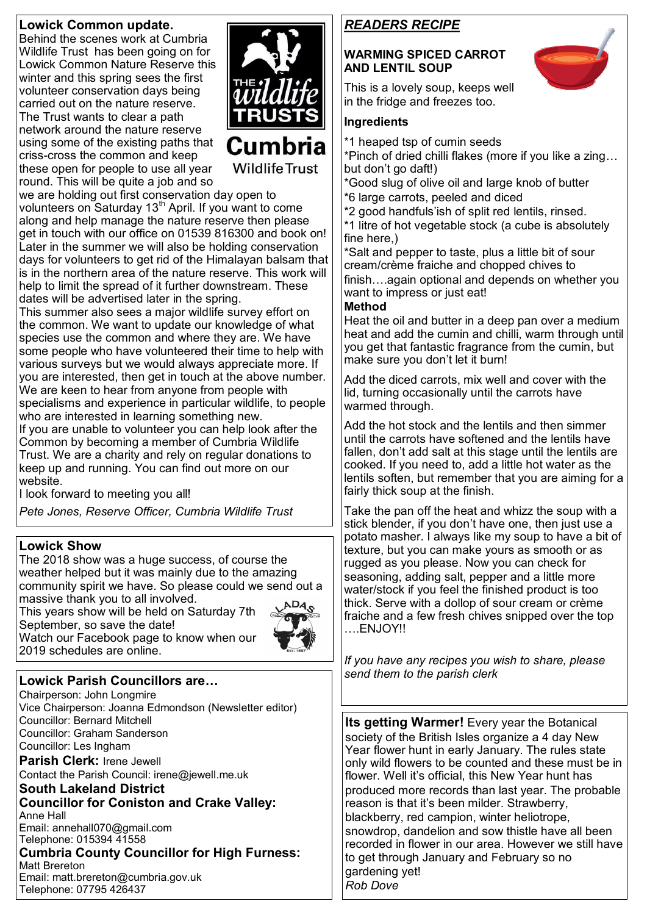## Lowick Common update.

Behind the scenes work at Cumbria Wildlife Trust has been going on for Lowick Common Nature Reserve this winter and this spring sees the first volunteer conservation days being carried out on the nature reserve. The Trust wants to clear a path network around the nature reserve using some of the existing paths that criss-cross the common and keep these open for people to use all year round. This will be quite a job and so we are holding out first conservation day open to volunteers on Saturday 13th April. If you want to come along and help manage the nature reserve then please get in touch with our office on 01539 816300 and book on! Later in the summer we will also be holding conservation days for volunteers to get rid of the Himalayan balsam that is in the northern area of the nature reserve. This work will help to limit the spread of it further downstream. These dates will be advertised later in the spring.

This summer also sees a major wildlife survey effort on the common. We want to update our knowledge of what species use the common and where they are. We have some people who have volunteered their time to help with various surveys but we would always appreciate more. If you are interested, then get in touch at the above number. We are keen to hear from anyone from people with specialisms and experience in particular wildlife, to people who are interested in learning something new.

If you are unable to volunteer you can help look after the Common by becoming a member of Cumbria Wildlife Trust. We are a charity and rely on regular donations to keep up and running. You can find out more on our website.

I look forward to meeting you all!

*Pete Jones, Reserve Officer, Cumbria Wildlife Trust*

## Lowick Show

The 2018 show was a huge success, of course the weather helped but it was mainly due to the amazing community spirit we have. So please could we send out a massive thank you to all involved.

This years show will be held on Saturday 7th September, so save the date!

Watch our Facebook page to know when our 2019 schedules are online.

## Lowick Parish Councillors are…

Chairperson: John Longmire
Vice Chairperson: Joanna Edmondson (Newsletter editor)
Councillor: Bernard Mitchell
Councillor: Graham Sanderson
Councillor: Les Ingham

**Parish Clerk:** Irene Jewell
Contact the Parish Council: irene@jewell.me.uk

**South Lakeland District Councillor for Coniston and Crake Valley:**
Anne Hall
Email: annehall070@gmail.com
Telephone: 015394 41558

**Cumbria County Councillor for High Furness:**
Matt Brereton
Email: matt.brereton@cumbria.gov.uk
Telephone: 07795 426437

## *READERS RECIPE*

### WARMING SPICED CARROT AND LENTIL SOUP

This is a lovely soup, keeps well in the fridge and freezes too.

### Ingredients

*1 heaped tsp of cumin seeds
*Pinch of dried chilli flakes (more if you like a zing… but don't go daft!)
*Good slug of olive oil and large knob of butter
*6 large carrots, peeled and diced
*2 good handfuls'ish of split red lentils, rinsed.
*1 litre of hot vegetable stock (a cube is absolutely fine here,)
*Salt and pepper to taste, plus a little bit of sour cream/crème fraiche and chopped chives to finish….again optional and depends on whether you want to impress or just eat!

### Method

Heat the oil and butter in a deep pan over a medium heat and add the cumin and chilli, warm through until you get that fantastic fragrance from the cumin, but make sure you don't let it burn!

Add the diced carrots, mix well and cover with the lid, turning occasionally until the carrots have warmed through.

Add the hot stock and the lentils and then simmer until the carrots have softened and the lentils have fallen, don't add salt at this stage until the lentils are cooked. If you need to, add a little hot water as the lentils soften, but remember that you are aiming for a fairly thick soup at the finish.

Take the pan off the heat and whizz the soup with a stick blender, if you don't have one, then just use a potato masher. I always like my soup to have a bit of texture, but you can make yours as smooth or as rugged as you please. Now you can check for seasoning, adding salt, pepper and a little more water/stock if you feel the finished product is too thick. Serve with a dollop of sour cream or crème fraiche and a few fresh chives snipped over the top ….ENJOY!!

*If you have any recipes you wish to share, please send them to the parish clerk*

**Its getting Warmer!** Every year the Botanical society of the British Isles organize a 4 day New Year flower hunt in early January. The rules state only wild flowers to be counted and these must be in flower. Well it's official, this New Year hunt has produced more records than last year. The probable reason is that it's been milder. Strawberry, blackberry, red campion, winter heliotrope, snowdrop, dandelion and sow thistle have all been recorded in flower in our area. However we still have to get through January and February so no gardening yet!

*Rob Dove*